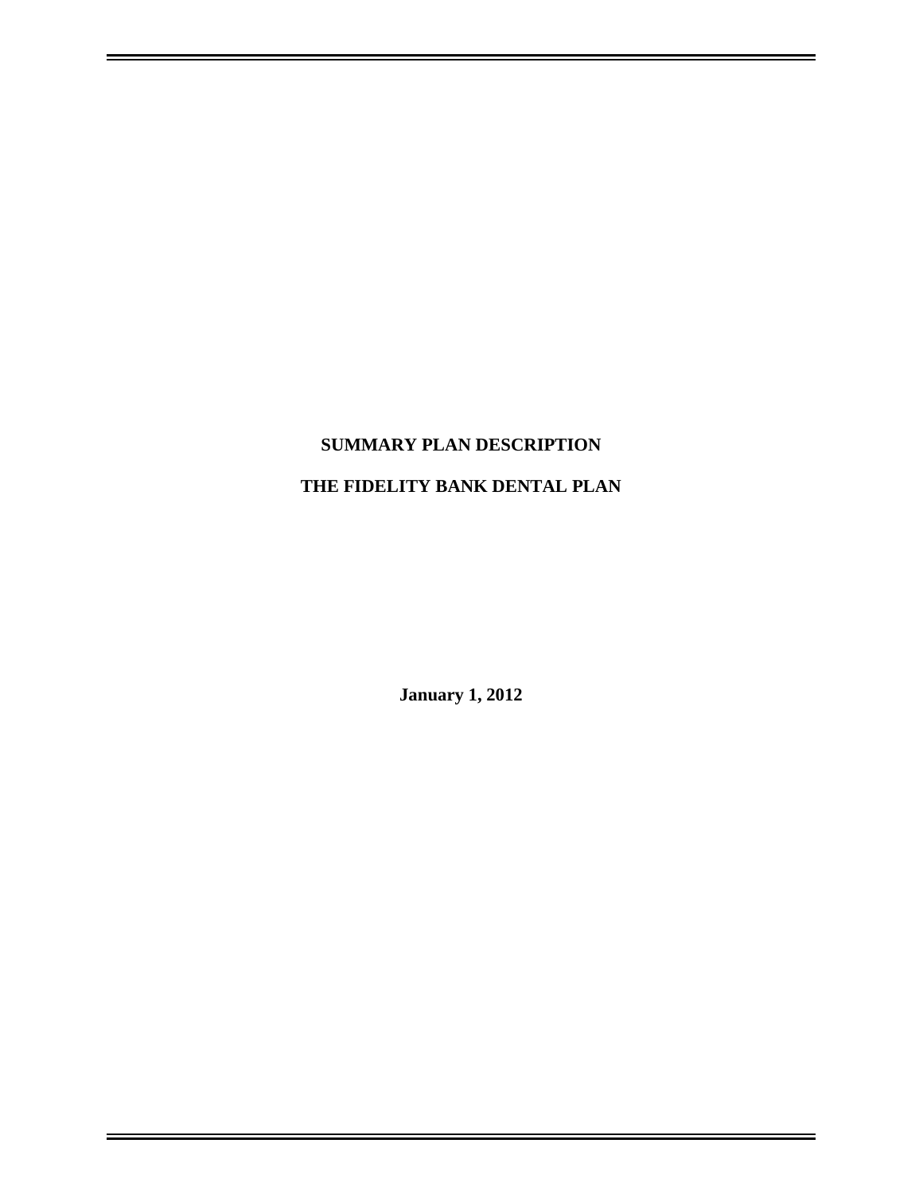# SUMMARY PLAN DESCRIPTION

# THE FIDELITY BANK DENTAL PLAN

**January 1, 2012**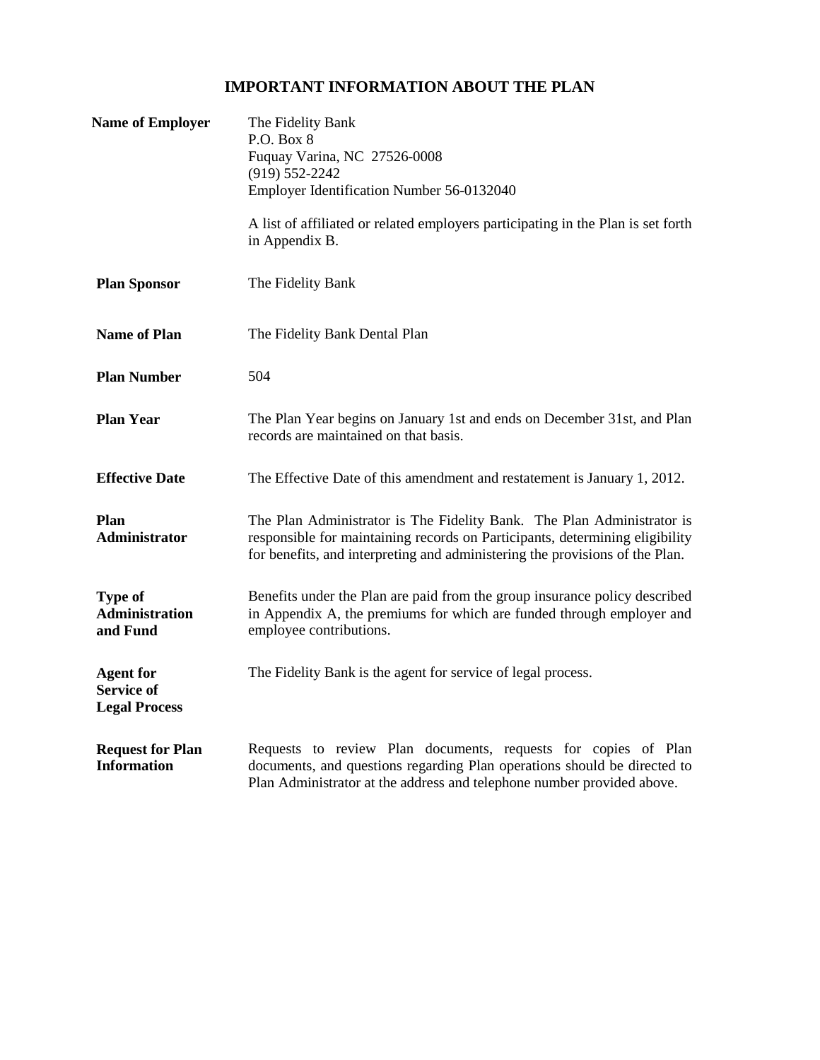# IMPORTANT INFORMATION ABOUT THE PLAN

| | |
|---|---|
| **Name of Employer** | The Fidelity Bank<br>P.O. Box 8<br>Fuquay Varina, NC 27526-0008<br>(919) 552-2242<br>Employer Identification Number 56-0132040<br><br>A list of affiliated or related employers participating in the Plan is set forth in Appendix B. |
| **Plan Sponsor** | The Fidelity Bank |
| **Name of Plan** | The Fidelity Bank Dental Plan |
| **Plan Number** | 504 |
| **Plan Year** | The Plan Year begins on January 1st and ends on December 31st, and Plan records are maintained on that basis. |
| **Effective Date** | The Effective Date of this amendment and restatement is January 1, 2012. |
| **Plan Administrator** | The Plan Administrator is The Fidelity Bank. The Plan Administrator is responsible for maintaining records on Participants, determining eligibility for benefits, and interpreting and administering the provisions of the Plan. |
| **Type of Administration and Fund** | Benefits under the Plan are paid from the group insurance policy described in Appendix A, the premiums for which are funded through employer and employee contributions. |
| **Agent for Service of Legal Process** | The Fidelity Bank is the agent for service of legal process. |
| **Request for Plan Information** | Requests to review Plan documents, requests for copies of Plan documents, and questions regarding Plan operations should be directed to Plan Administrator at the address and telephone number provided above. |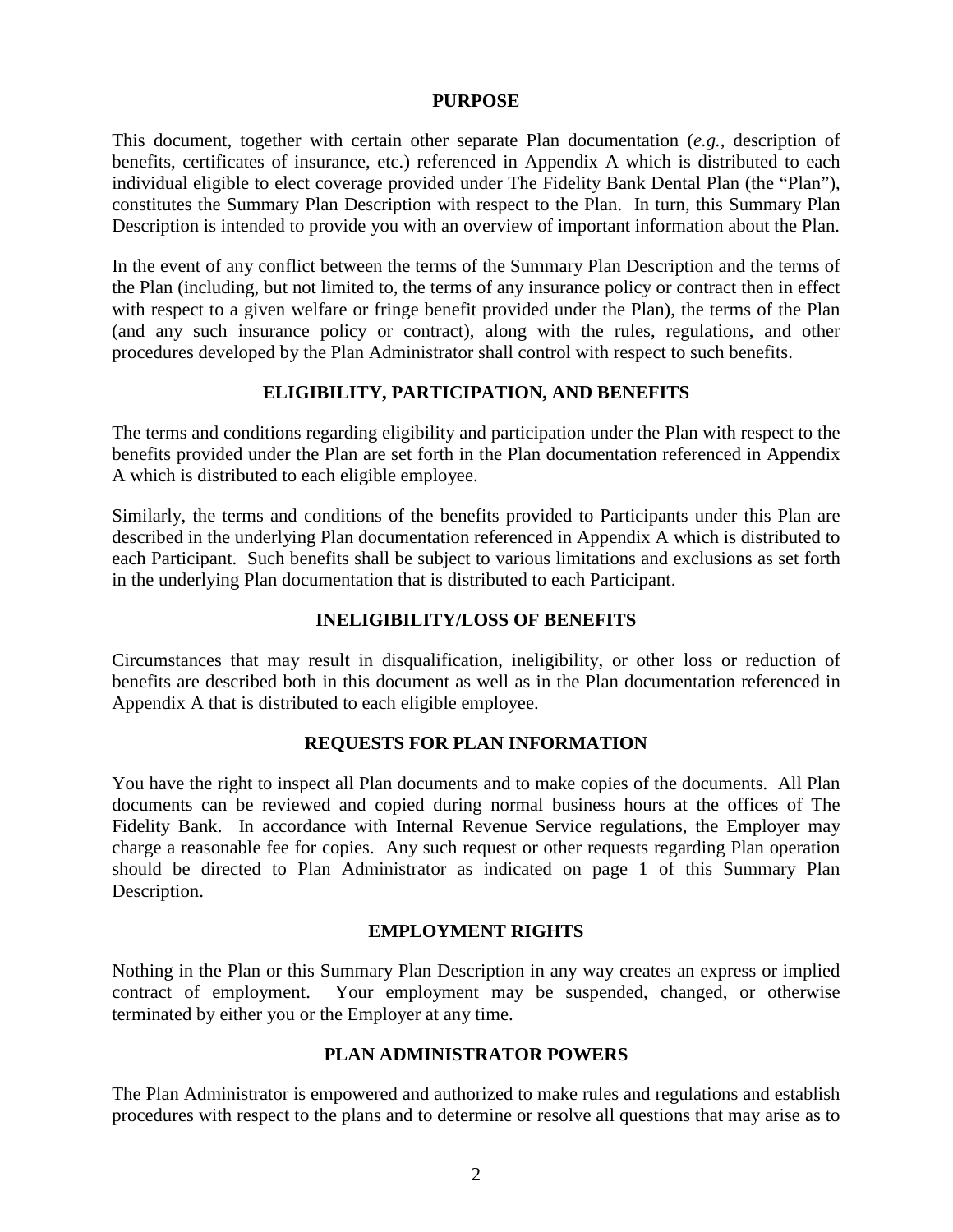## PURPOSE

This document, together with certain other separate Plan documentation (*e.g.*, description of benefits, certificates of insurance, etc.) referenced in Appendix A which is distributed to each individual eligible to elect coverage provided under The Fidelity Bank Dental Plan (the "Plan"), constitutes the Summary Plan Description with respect to the Plan. In turn, this Summary Plan Description is intended to provide you with an overview of important information about the Plan.

In the event of any conflict between the terms of the Summary Plan Description and the terms of the Plan (including, but not limited to, the terms of any insurance policy or contract then in effect with respect to a given welfare or fringe benefit provided under the Plan), the terms of the Plan (and any such insurance policy or contract), along with the rules, regulations, and other procedures developed by the Plan Administrator shall control with respect to such benefits.

## ELIGIBILITY, PARTICIPATION, AND BENEFITS

The terms and conditions regarding eligibility and participation under the Plan with respect to the benefits provided under the Plan are set forth in the Plan documentation referenced in Appendix A which is distributed to each eligible employee.

Similarly, the terms and conditions of the benefits provided to Participants under this Plan are described in the underlying Plan documentation referenced in Appendix A which is distributed to each Participant. Such benefits shall be subject to various limitations and exclusions as set forth in the underlying Plan documentation that is distributed to each Participant.

## INELIGIBILITY/LOSS OF BENEFITS

Circumstances that may result in disqualification, ineligibility, or other loss or reduction of benefits are described both in this document as well as in the Plan documentation referenced in Appendix A that is distributed to each eligible employee.

## REQUESTS FOR PLAN INFORMATION

You have the right to inspect all Plan documents and to make copies of the documents. All Plan documents can be reviewed and copied during normal business hours at the offices of The Fidelity Bank. In accordance with Internal Revenue Service regulations, the Employer may charge a reasonable fee for copies. Any such request or other requests regarding Plan operation should be directed to Plan Administrator as indicated on page 1 of this Summary Plan Description.

## EMPLOYMENT RIGHTS

Nothing in the Plan or this Summary Plan Description in any way creates an express or implied contract of employment. Your employment may be suspended, changed, or otherwise terminated by either you or the Employer at any time.

## PLAN ADMINISTRATOR POWERS

The Plan Administrator is empowered and authorized to make rules and regulations and establish procedures with respect to the plans and to determine or resolve all questions that may arise as to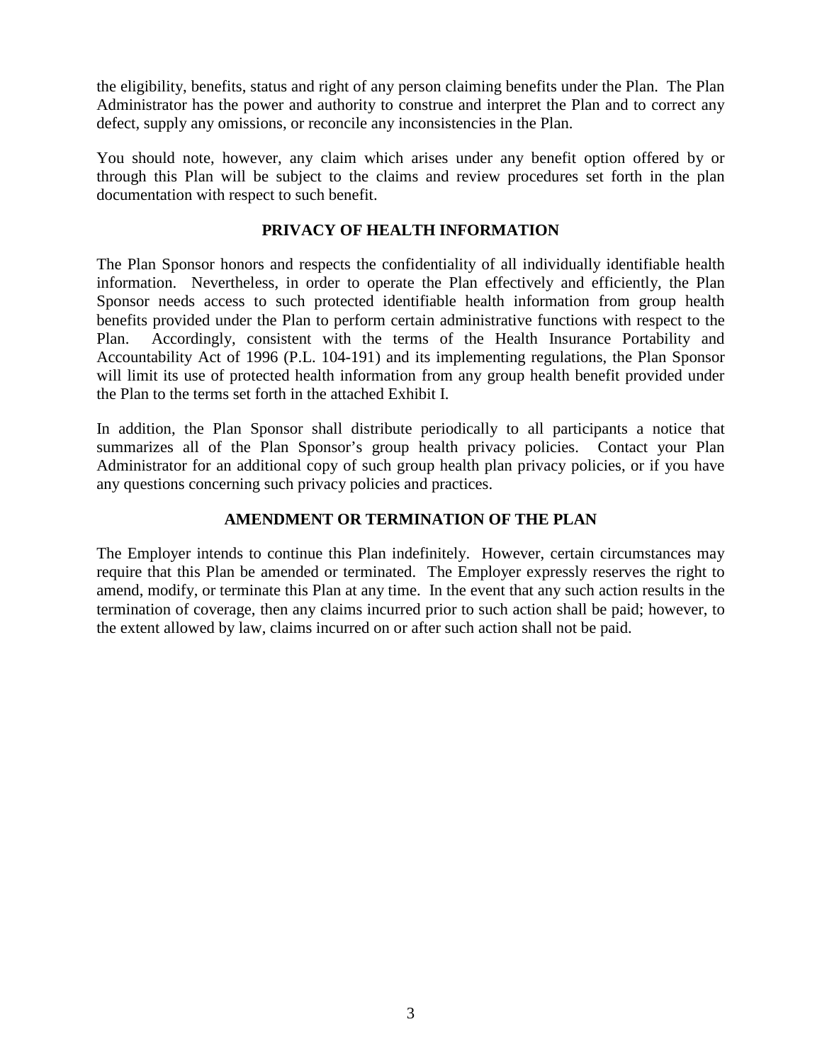the eligibility, benefits, status and right of any person claiming benefits under the Plan. The Plan Administrator has the power and authority to construe and interpret the Plan and to correct any defect, supply any omissions, or reconcile any inconsistencies in the Plan.

You should note, however, any claim which arises under any benefit option offered by or through this Plan will be subject to the claims and review procedures set forth in the plan documentation with respect to such benefit.

## PRIVACY OF HEALTH INFORMATION

The Plan Sponsor honors and respects the confidentiality of all individually identifiable health information. Nevertheless, in order to operate the Plan effectively and efficiently, the Plan Sponsor needs access to such protected identifiable health information from group health benefits provided under the Plan to perform certain administrative functions with respect to the Plan. Accordingly, consistent with the terms of the Health Insurance Portability and Accountability Act of 1996 (P.L. 104-191) and its implementing regulations, the Plan Sponsor will limit its use of protected health information from any group health benefit provided under the Plan to the terms set forth in the attached Exhibit I.

In addition, the Plan Sponsor shall distribute periodically to all participants a notice that summarizes all of the Plan Sponsor's group health privacy policies. Contact your Plan Administrator for an additional copy of such group health plan privacy policies, or if you have any questions concerning such privacy policies and practices.

## AMENDMENT OR TERMINATION OF THE PLAN

The Employer intends to continue this Plan indefinitely. However, certain circumstances may require that this Plan be amended or terminated. The Employer expressly reserves the right to amend, modify, or terminate this Plan at any time. In the event that any such action results in the termination of coverage, then any claims incurred prior to such action shall be paid; however, to the extent allowed by law, claims incurred on or after such action shall not be paid.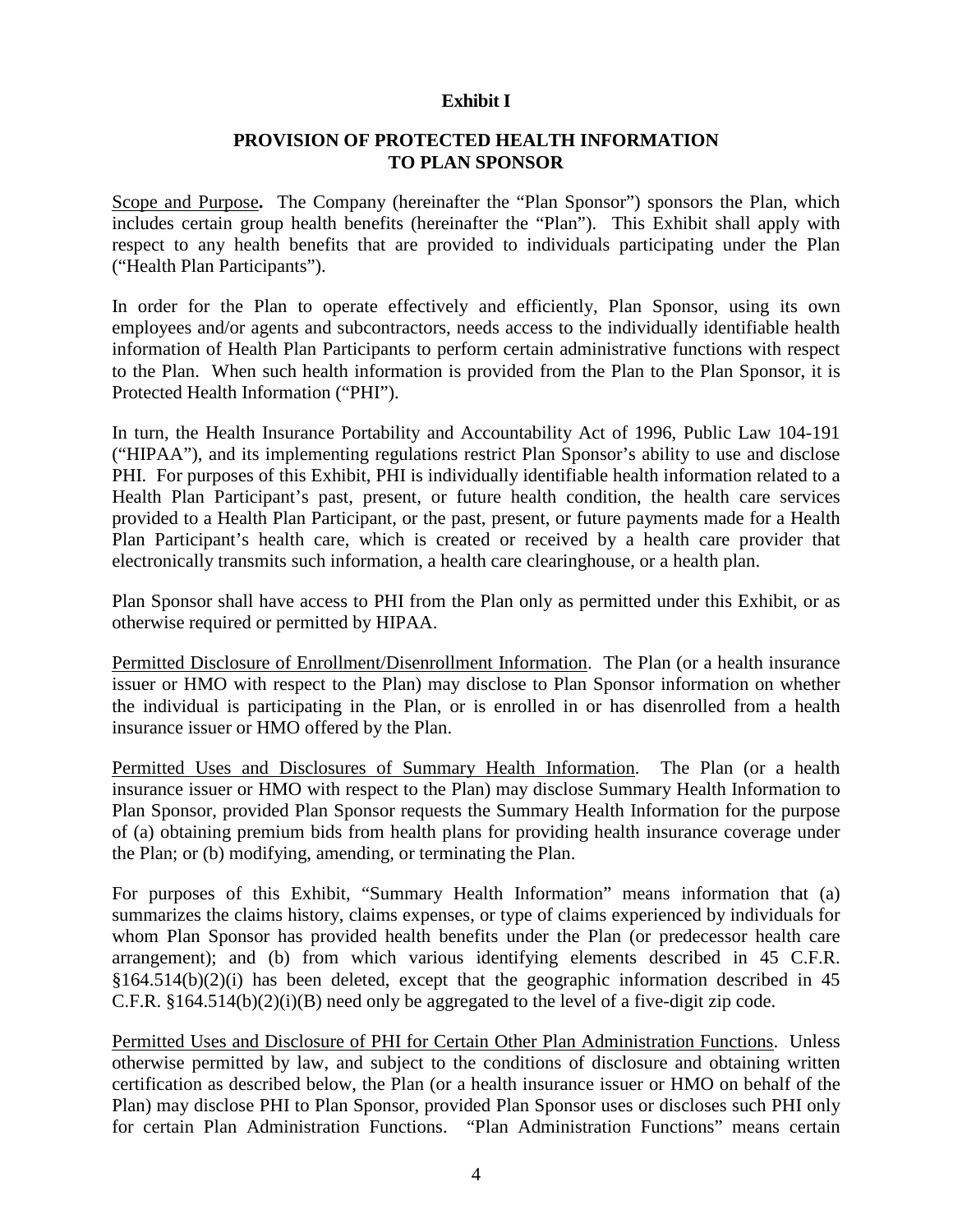**Exhibit I**

**PROVISION OF PROTECTED HEALTH INFORMATION TO PLAN SPONSOR**

Scope and Purpose**.** The Company (hereinafter the "Plan Sponsor") sponsors the Plan, which includes certain group health benefits (hereinafter the "Plan"). This Exhibit shall apply with respect to any health benefits that are provided to individuals participating under the Plan ("Health Plan Participants").

In order for the Plan to operate effectively and efficiently, Plan Sponsor, using its own employees and/or agents and subcontractors, needs access to the individually identifiable health information of Health Plan Participants to perform certain administrative functions with respect to the Plan. When such health information is provided from the Plan to the Plan Sponsor, it is Protected Health Information ("PHI").

In turn, the Health Insurance Portability and Accountability Act of 1996, Public Law 104-191 ("HIPAA"), and its implementing regulations restrict Plan Sponsor's ability to use and disclose PHI. For purposes of this Exhibit, PHI is individually identifiable health information related to a Health Plan Participant's past, present, or future health condition, the health care services provided to a Health Plan Participant, or the past, present, or future payments made for a Health Plan Participant's health care, which is created or received by a health care provider that electronically transmits such information, a health care clearinghouse, or a health plan.

Plan Sponsor shall have access to PHI from the Plan only as permitted under this Exhibit, or as otherwise required or permitted by HIPAA.

Permitted Disclosure of Enrollment/Disenrollment Information. The Plan (or a health insurance issuer or HMO with respect to the Plan) may disclose to Plan Sponsor information on whether the individual is participating in the Plan, or is enrolled in or has disenrolled from a health insurance issuer or HMO offered by the Plan.

Permitted Uses and Disclosures of Summary Health Information. The Plan (or a health insurance issuer or HMO with respect to the Plan) may disclose Summary Health Information to Plan Sponsor, provided Plan Sponsor requests the Summary Health Information for the purpose of (a) obtaining premium bids from health plans for providing health insurance coverage under the Plan; or (b) modifying, amending, or terminating the Plan.

For purposes of this Exhibit, "Summary Health Information" means information that (a) summarizes the claims history, claims expenses, or type of claims experienced by individuals for whom Plan Sponsor has provided health benefits under the Plan (or predecessor health care arrangement); and (b) from which various identifying elements described in 45 C.F.R. §164.514(b)(2)(i) has been deleted, except that the geographic information described in 45 C.F.R. §164.514(b)(2)(i)(B) need only be aggregated to the level of a five-digit zip code.

Permitted Uses and Disclosure of PHI for Certain Other Plan Administration Functions. Unless otherwise permitted by law, and subject to the conditions of disclosure and obtaining written certification as described below, the Plan (or a health insurance issuer or HMO on behalf of the Plan) may disclose PHI to Plan Sponsor, provided Plan Sponsor uses or discloses such PHI only for certain Plan Administration Functions. "Plan Administration Functions" means certain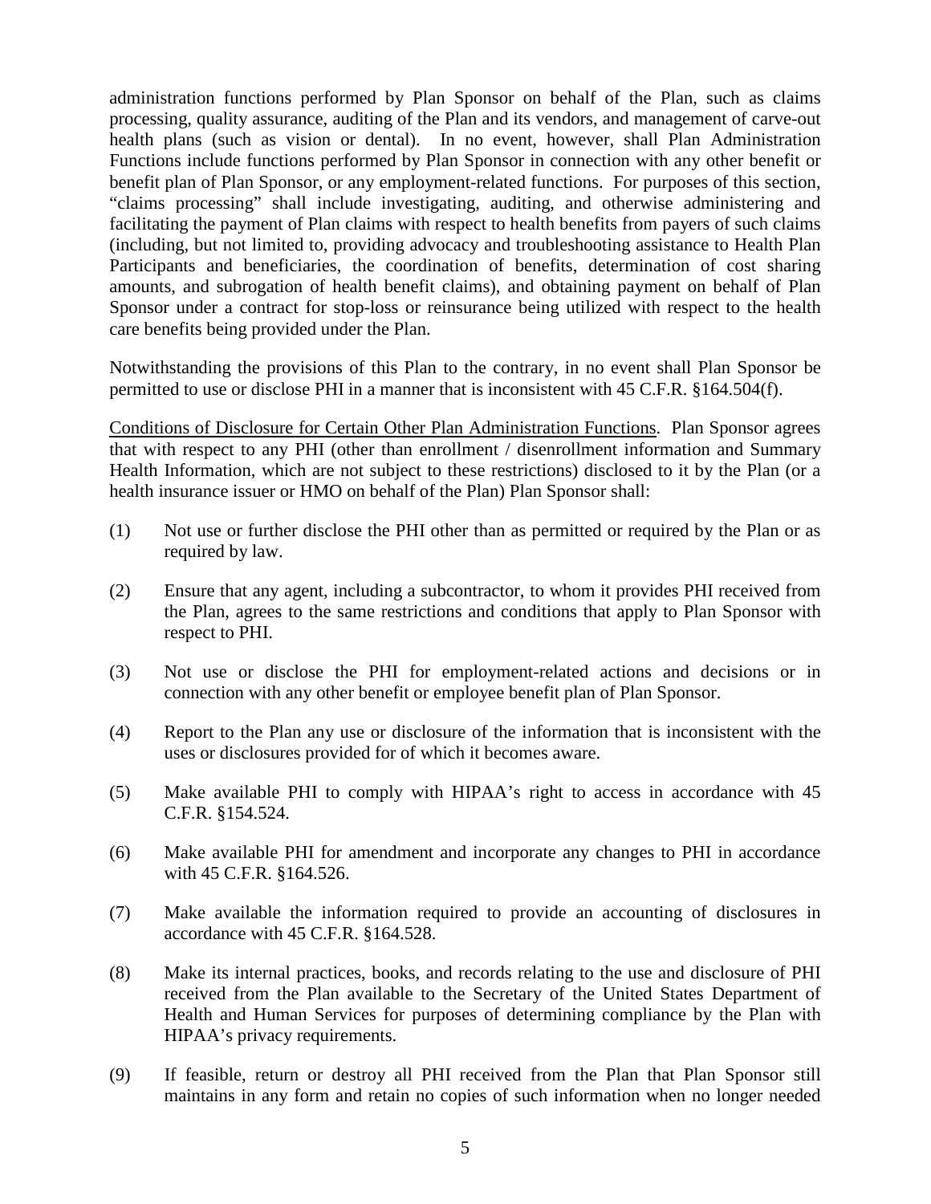administration functions performed by Plan Sponsor on behalf of the Plan, such as claims processing, quality assurance, auditing of the Plan and its vendors, and management of carve-out health plans (such as vision or dental). In no event, however, shall Plan Administration Functions include functions performed by Plan Sponsor in connection with any other benefit or benefit plan of Plan Sponsor, or any employment-related functions. For purposes of this section, "claims processing" shall include investigating, auditing, and otherwise administering and facilitating the payment of Plan claims with respect to health benefits from payers of such claims (including, but not limited to, providing advocacy and troubleshooting assistance to Health Plan Participants and beneficiaries, the coordination of benefits, determination of cost sharing amounts, and subrogation of health benefit claims), and obtaining payment on behalf of Plan Sponsor under a contract for stop-loss or reinsurance being utilized with respect to the health care benefits being provided under the Plan.

Notwithstanding the provisions of this Plan to the contrary, in no event shall Plan Sponsor be permitted to use or disclose PHI in a manner that is inconsistent with 45 C.F.R. §164.504(f).

<u>Conditions of Disclosure for Certain Other Plan Administration Functions</u>. Plan Sponsor agrees that with respect to any PHI (other than enrollment / disenrollment information and Summary Health Information, which are not subject to these restrictions) disclosed to it by the Plan (or a health insurance issuer or HMO on behalf of the Plan) Plan Sponsor shall:

(1) Not use or further disclose the PHI other than as permitted or required by the Plan or as required by law.

(2) Ensure that any agent, including a subcontractor, to whom it provides PHI received from the Plan, agrees to the same restrictions and conditions that apply to Plan Sponsor with respect to PHI.

(3) Not use or disclose the PHI for employment-related actions and decisions or in connection with any other benefit or employee benefit plan of Plan Sponsor.

(4) Report to the Plan any use or disclosure of the information that is inconsistent with the uses or disclosures provided for of which it becomes aware.

(5) Make available PHI to comply with HIPAA's right to access in accordance with 45 C.F.R. §154.524.

(6) Make available PHI for amendment and incorporate any changes to PHI in accordance with 45 C.F.R. §164.526.

(7) Make available the information required to provide an accounting of disclosures in accordance with 45 C.F.R. §164.528.

(8) Make its internal practices, books, and records relating to the use and disclosure of PHI received from the Plan available to the Secretary of the United States Department of Health and Human Services for purposes of determining compliance by the Plan with HIPAA's privacy requirements.

(9) If feasible, return or destroy all PHI received from the Plan that Plan Sponsor still maintains in any form and retain no copies of such information when no longer needed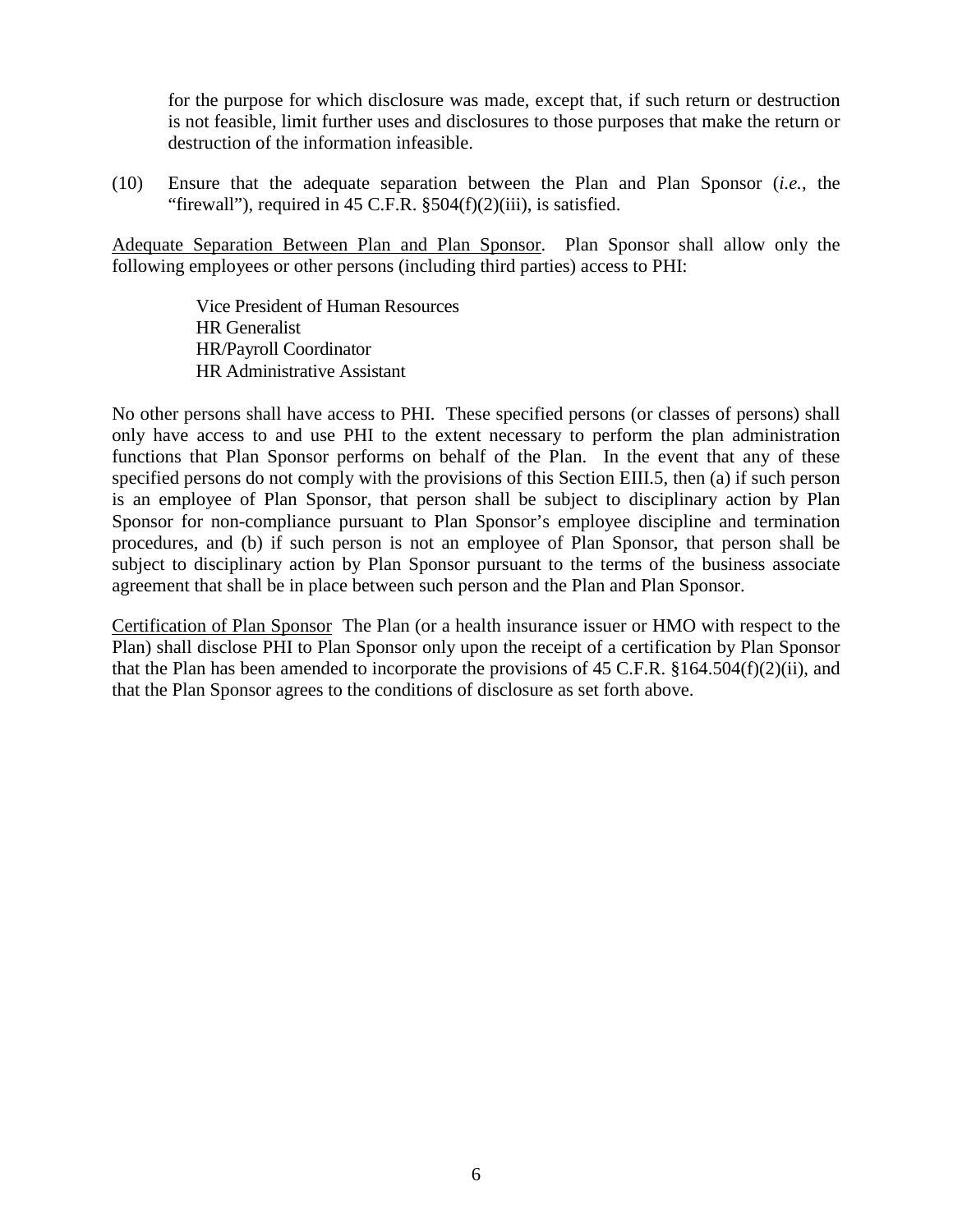for the purpose for which disclosure was made, except that, if such return or destruction is not feasible, limit further uses and disclosures to those purposes that make the return or destruction of the information infeasible.

(10) Ensure that the adequate separation between the Plan and Plan Sponsor (*i.e.*, the "firewall"), required in 45 C.F.R. §504(f)(2)(iii), is satisfied.

<u>Adequate Separation Between Plan and Plan Sponsor</u>. Plan Sponsor shall allow only the following employees or other persons (including third parties) access to PHI:

Vice President of Human Resources
HR Generalist
HR/Payroll Coordinator
HR Administrative Assistant

No other persons shall have access to PHI. These specified persons (or classes of persons) shall only have access to and use PHI to the extent necessary to perform the plan administration functions that Plan Sponsor performs on behalf of the Plan. In the event that any of these specified persons do not comply with the provisions of this Section EIII.5, then (a) if such person is an employee of Plan Sponsor, that person shall be subject to disciplinary action by Plan Sponsor for non-compliance pursuant to Plan Sponsor's employee discipline and termination procedures, and (b) if such person is not an employee of Plan Sponsor, that person shall be subject to disciplinary action by Plan Sponsor pursuant to the terms of the business associate agreement that shall be in place between such person and the Plan and Plan Sponsor.

<u>Certification of Plan Sponsor</u> The Plan (or a health insurance issuer or HMO with respect to the Plan) shall disclose PHI to Plan Sponsor only upon the receipt of a certification by Plan Sponsor that the Plan has been amended to incorporate the provisions of 45 C.F.R. §164.504(f)(2)(ii), and that the Plan Sponsor agrees to the conditions of disclosure as set forth above.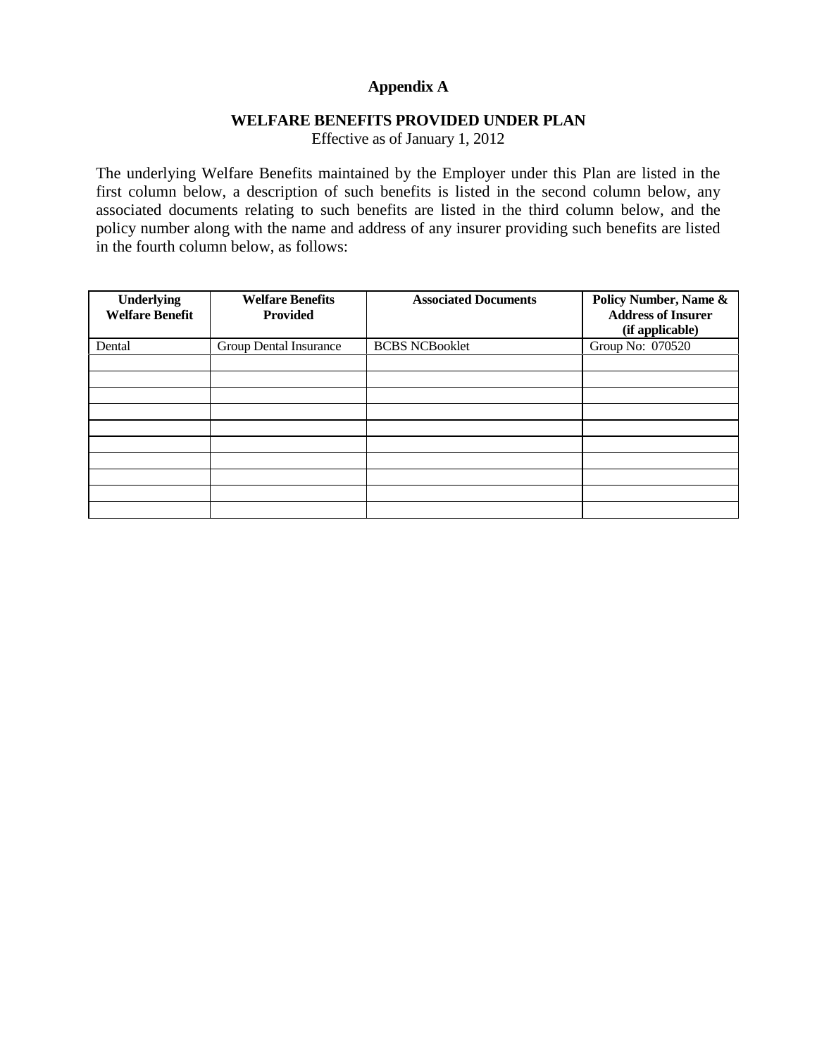# Appendix A

## WELFARE BENEFITS PROVIDED UNDER PLAN

Effective as of January 1, 2012

The underlying Welfare Benefits maintained by the Employer under this Plan are listed in the first column below, a description of such benefits is listed in the second column below, any associated documents relating to such benefits are listed in the third column below, and the policy number along with the name and address of any insurer providing such benefits are listed in the fourth column below, as follows:

| Underlying Welfare Benefit | Welfare Benefits Provided | Associated Documents | Policy Number, Name & Address of Insurer (if applicable) |
|---|---|---|---|
| Dental | Group Dental Insurance | BCBS NCBooklet | Group No: 070520 |
| | | | |
| | | | |
| | | | |
| | | | |
| | | | |
| | | | |
| | | | |
| | | | |
| | | | |
| | | | |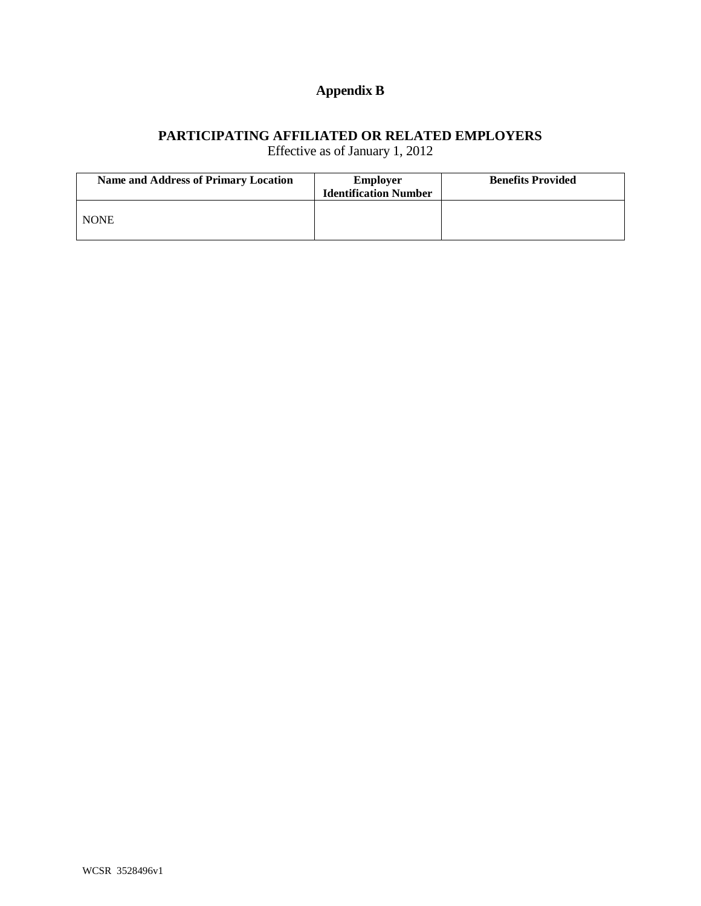# Appendix B

## PARTICIPATING AFFILIATED OR RELATED EMPLOYERS

Effective as of January 1, 2012

| Name and Address of Primary Location | Employer Identification Number | Benefits Provided |
|---|---|---|
| NONE | | |

WCSR 3528496v1